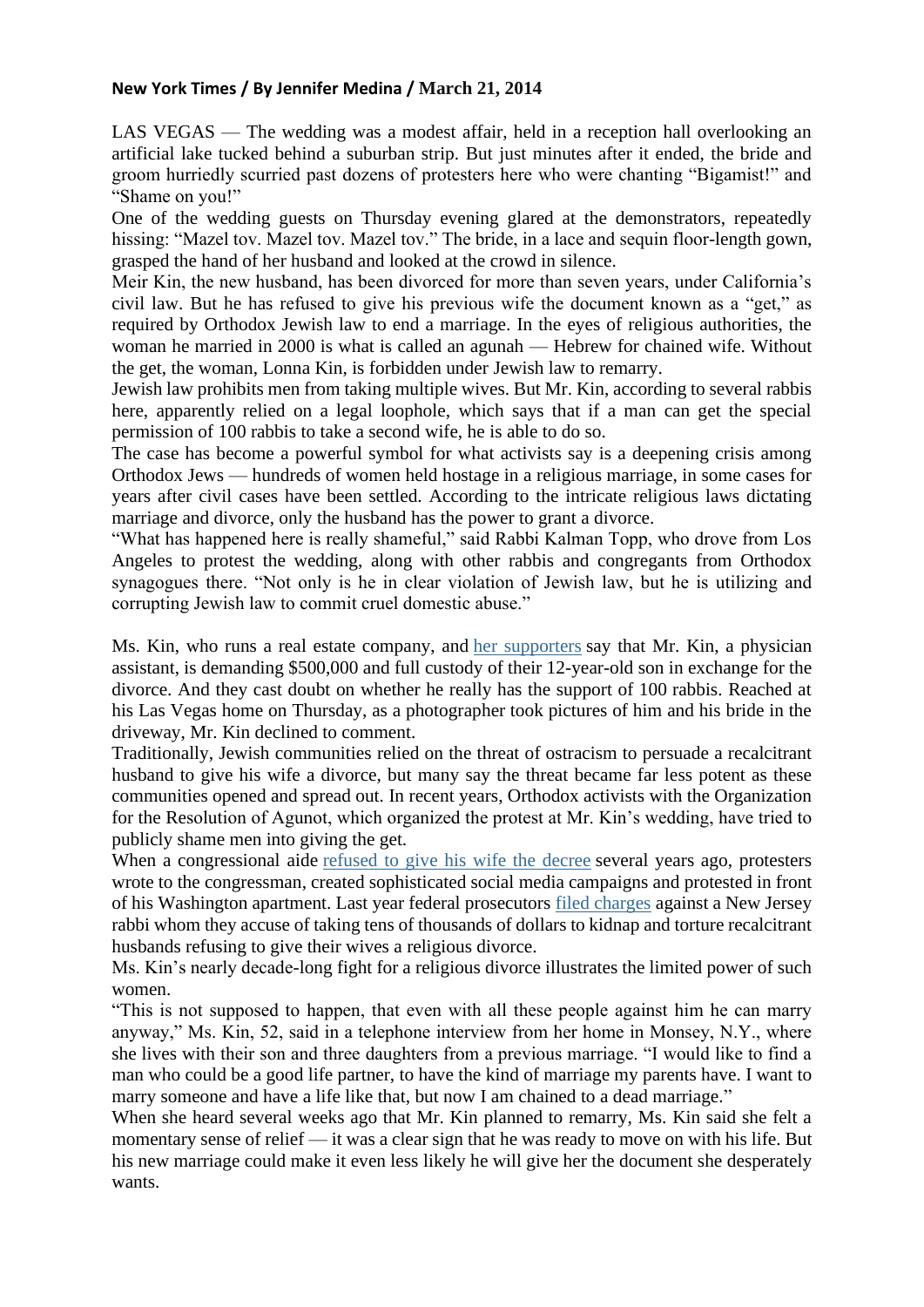**New York Times / By Jennifer Medina / March 21, 2014**

LAS VEGAS — The wedding was a modest affair, held in a reception hall overlooking an artificial lake tucked behind a suburban strip. But just minutes after it ended, the bride and groom hurriedly scurried past dozens of protesters here who were chanting "Bigamist!" and "Shame on you!"

One of the wedding guests on Thursday evening glared at the demonstrators, repeatedly hissing: "Mazel tov. Mazel tov. Mazel tov." The bride, in a lace and sequin floor-length gown, grasped the hand of her husband and looked at the crowd in silence.

Meir Kin, the new husband, has been divorced for more than seven years, under California's civil law. But he has refused to give his previous wife the document known as a "get," as required by Orthodox Jewish law to end a marriage. In the eyes of religious authorities, the woman he married in 2000 is what is called an agunah — Hebrew for chained wife. Without the get, the woman, Lonna Kin, is forbidden under Jewish law to remarry.

Jewish law prohibits men from taking multiple wives. But Mr. Kin, according to several rabbis here, apparently relied on a legal loophole, which says that if a man can get the special permission of 100 rabbis to take a second wife, he is able to do so.

The case has become a powerful symbol for what activists say is a deepening crisis among Orthodox Jews — hundreds of women held hostage in a religious marriage, in some cases for years after civil cases have been settled. According to the intricate religious laws dictating marriage and divorce, only the husband has the power to grant a divorce.

"What has happened here is really shameful," said Rabbi Kalman Topp, who drove from Los Angeles to protest the wedding, along with other rabbis and congregants from Orthodox synagogues there. "Not only is he in clear violation of Jewish law, but he is utilizing and corrupting Jewish law to commit cruel domestic abuse."

Ms. Kin, who runs a real estate company, and her supporters say that Mr. Kin, a physician assistant, is demanding $500,000 and full custody of their 12-year-old son in exchange for the divorce. And they cast doubt on whether he really has the support of 100 rabbis. Reached at his Las Vegas home on Thursday, as a photographer took pictures of him and his bride in the driveway, Mr. Kin declined to comment.

Traditionally, Jewish communities relied on the threat of ostracism to persuade a recalcitrant husband to give his wife a divorce, but many say the threat became far less potent as these communities opened and spread out. In recent years, Orthodox activists with the Organization for the Resolution of Agunot, which organized the protest at Mr. Kin's wedding, have tried to publicly shame men into giving the get.

When a congressional aide refused to give his wife the decree several years ago, protesters wrote to the congressman, created sophisticated social media campaigns and protested in front of his Washington apartment. Last year federal prosecutors filed charges against a New Jersey rabbi whom they accuse of taking tens of thousands of dollars to kidnap and torture recalcitrant husbands refusing to give their wives a religious divorce.

Ms. Kin's nearly decade-long fight for a religious divorce illustrates the limited power of such women.

"This is not supposed to happen, that even with all these people against him he can marry anyway," Ms. Kin, 52, said in a telephone interview from her home in Monsey, N.Y., where she lives with their son and three daughters from a previous marriage. "I would like to find a man who could be a good life partner, to have the kind of marriage my parents have. I want to marry someone and have a life like that, but now I am chained to a dead marriage."

When she heard several weeks ago that Mr. Kin planned to remarry, Ms. Kin said she felt a momentary sense of relief — it was a clear sign that he was ready to move on with his life. But his new marriage could make it even less likely he will give her the document she desperately wants.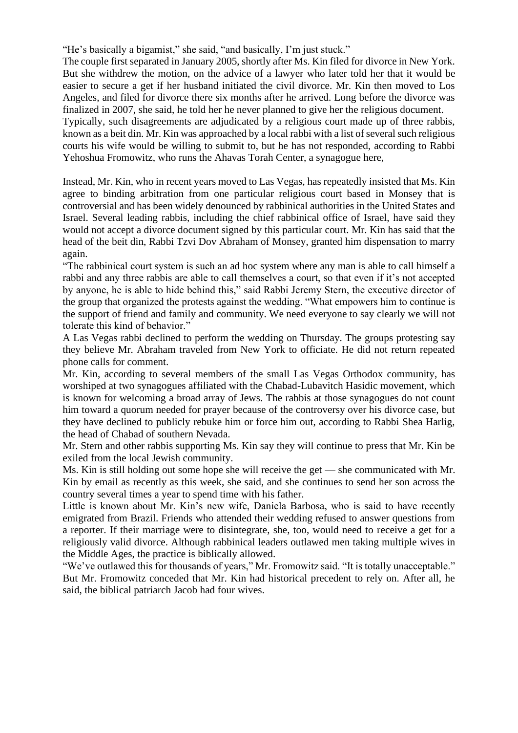"He's basically a bigamist," she said, "and basically, I'm just stuck."

The couple first separated in January 2005, shortly after Ms. Kin filed for divorce in New York. But she withdrew the motion, on the advice of a lawyer who later told her that it would be easier to secure a get if her husband initiated the civil divorce. Mr. Kin then moved to Los Angeles, and filed for divorce there six months after he arrived. Long before the divorce was finalized in 2007, she said, he told her he never planned to give her the religious document.

Typically, such disagreements are adjudicated by a religious court made up of three rabbis, known as a beit din. Mr. Kin was approached by a local rabbi with a list of several such religious courts his wife would be willing to submit to, but he has not responded, according to Rabbi Yehoshua Fromowitz, who runs the Ahavas Torah Center, a synagogue here,

Instead, Mr. Kin, who in recent years moved to Las Vegas, has repeatedly insisted that Ms. Kin agree to binding arbitration from one particular religious court based in Monsey that is controversial and has been widely denounced by rabbinical authorities in the United States and Israel. Several leading rabbis, including the chief rabbinical office of Israel, have said they would not accept a divorce document signed by this particular court. Mr. Kin has said that the head of the beit din, Rabbi Tzvi Dov Abraham of Monsey, granted him dispensation to marry again.

"The rabbinical court system is such an ad hoc system where any man is able to call himself a rabbi and any three rabbis are able to call themselves a court, so that even if it's not accepted by anyone, he is able to hide behind this," said Rabbi Jeremy Stern, the executive director of the group that organized the protests against the wedding. "What empowers him to continue is the support of friend and family and community. We need everyone to say clearly we will not tolerate this kind of behavior."

A Las Vegas rabbi declined to perform the wedding on Thursday. The groups protesting say they believe Mr. Abraham traveled from New York to officiate. He did not return repeated phone calls for comment.

Mr. Kin, according to several members of the small Las Vegas Orthodox community, has worshiped at two synagogues affiliated with the Chabad-Lubavitch Hasidic movement, which is known for welcoming a broad array of Jews. The rabbis at those synagogues do not count him toward a quorum needed for prayer because of the controversy over his divorce case, but they have declined to publicly rebuke him or force him out, according to Rabbi Shea Harlig, the head of Chabad of southern Nevada.

Mr. Stern and other rabbis supporting Ms. Kin say they will continue to press that Mr. Kin be exiled from the local Jewish community.

Ms. Kin is still holding out some hope she will receive the get — she communicated with Mr. Kin by email as recently as this week, she said, and she continues to send her son across the country several times a year to spend time with his father.

Little is known about Mr. Kin's new wife, Daniela Barbosa, who is said to have recently emigrated from Brazil. Friends who attended their wedding refused to answer questions from a reporter. If their marriage were to disintegrate, she, too, would need to receive a get for a religiously valid divorce. Although rabbinical leaders outlawed men taking multiple wives in the Middle Ages, the practice is biblically allowed.

"We've outlawed this for thousands of years," Mr. Fromowitz said. "It is totally unacceptable." But Mr. Fromowitz conceded that Mr. Kin had historical precedent to rely on. After all, he said, the biblical patriarch Jacob had four wives.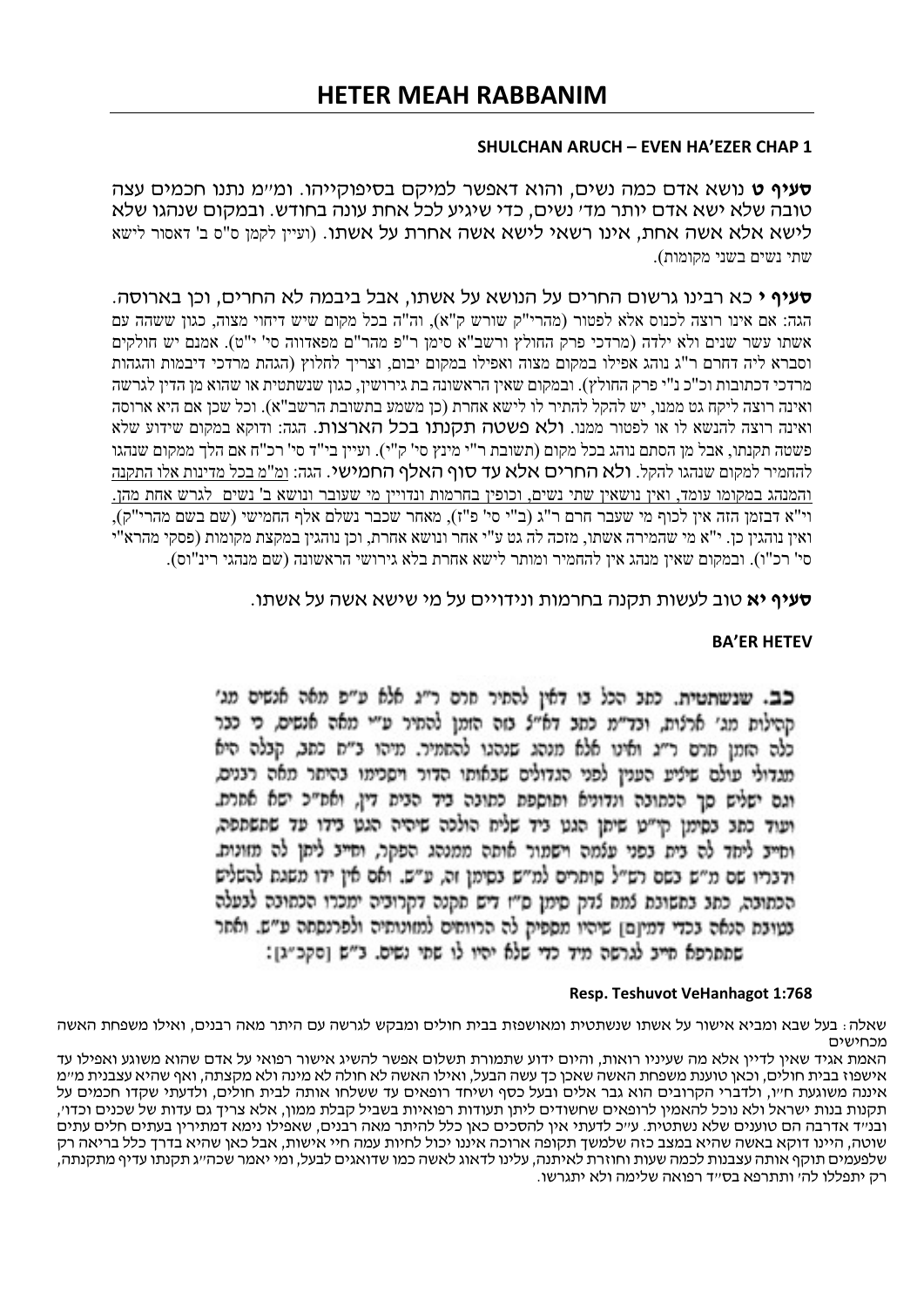# HETER MEAH RABBANIM

### SHULCHAN ARUCH – EVEN HA'EZER CHAP 1

**סעיף ט** נושא אדם כמה נשים, והוא דאפשר למיקם בסיפוקייהו. ומ"מ נתנו חכמים עצה טובה שלא ישא אדם יותר מד' נשים, כדי שיגיע לכל אחת עונה בחודש. ובמקום שנהגו שלא לישא אלא אשה אחת, אינו רשאי לישא אשה אחרת על אשתו. (ועיין לקמן ס"ס ב' דאסור לישא שתי נשים בשני מקומות).

**סעיף י** כא רבינו גרשום החרים על הנושא על אשתו, אבל ביבמה לא החרים, וכן בארוסה. הגה: אם אינו רוצה לכנוס אלא לפטור (מהרי"ק שורש ק"א), וה"ה בכל מקום שיש דיחוי מצוה, כגון ששהה עם אשתו עשר שנים ולא ילדה (מרדכי פרק החולץ ורשב"א סימן ר"פ מהר"ם מפאדווה סי' י"ט). אמנם יש חולקים וסברא ליה דחרם ר"ג נוהג אפילו במקום מצוה ואפילו במקום יבום, וצריך לחלוץ (הגהת מרדכי דיבמות והגהות מרדכי דכתובות וכ"כ נ"י פרק החולץ). ובמקום שאין הראשונה בת גירושין, כגון שנשתטית או שהוא מן הדין לגרשה ואינה רוצה ליקח גט ממנו, יש להקל להתיר לו לישא אחרת (כן משמע בתשובת הרשב"א). וכל שכן אם היא ארוסה ואינה רוצה להנשא לו או לפטור ממנו. ולא פשטה תקנתו בכל הארצות. הגה: ודוקא במקום שידוע שלא פשטה תקנתו, אבל מן הסתם נוהג בכל מקום (תשובת ר"י מינץ סי' ק"י). ועיין בי"ד סי' רכ"ח אם הלך ממקום שנהגו להחמיר למקום שנהגו להקל. ולא החרים אלא עד סוף האלף החמישי. הגה: ומ"מ בכל מדינות אלו התקנה והמנהג במקומו עומד, ואין נושאין שתי נשים, וכופין בחרמות ונדויין מי שעובר ונושא ב' נשים לגרש אחת מהן. וי"א דבזמן הזה אין לכוף מי שעבר חרם ר"ג (ב"י סי' פ"ז), מאחר שכבר נשלם אלף החמישי (שם בשם מהרי"ק), ואין נוהגין כן. י"א מי שהמירה אשתו, מזכה לה גט ע"י אחר ונושא אחרת, וכן נוהגין במקצת מקומות (פסקי מהרא"י סי' רכ"ו). ובמקום שאין מנהג אין להחמיר ומותר לישא אחרת בלא גירושי הראשונה (שם מנהגי רינ"וס).

**סעיף יא** טוב לעשות תקנה בחרמות ונידויים על מי שישא אשה על אשתו.

### BA'ER HETEV

**כב. שנשתטית.** כתב הכל בו דאין להתיר חרם ר"ג אלא ע"פ מאה אנשים מג' קהילות מג' ארצות, וכד"מ כתב דפ"נ בזה הזמן אין להתיר ע"י מאה אנשים, כי כבר כלה הזמן חרם ר"ג ואינו אלא מנהג שנהגו להחמיר. מיהו ב"ח כתב, קבלה היא מגדולי עולם שיגיע הענין לפני הגדולים שבאותו הדור ויסכימו בהיתר מאה רבנים, וגם ישליש כסף הכתובה ונדוניא ותוספת כתובה ביד הבית דין, ואח"כ ישא אחרת. ועוד כתב בסימן קי"ט שיתן הגט ביד שליח הולכה שיהיה הגט בידו עד שתשתפה, וחייב לייחד לה בית בפני עצמה ולשמור אותה ממנהג הפקר, וחייב ליתן לה מזונות. ודבריו שם מ"ש בשם רש"ל סותרים למ"ש בסימן זה, ע"ש. ואם אין ידו משגת להשליש הכתובה, כתב בתשובת נחלת צבי סימן ס"ו דיש תקנה דקרוביה ימכרו הכתובה לבעלה בעונת הנאה כפי דמיהן שיהיו מספיק לה הריווחים למזונותיה ולפרנסתה ע"ש. ואחר שתתרפא חייב לגרשה מיד כדי שלא יהיו לו שתי נשים. ב"ש [סקכ"ג]:

### Resp. Teshuvot VeHanhagot 1:768

שאלה: בעל שבא ומביא אישור על אשתו שנשתטית ומאושפזת בבית חולים ומבקש לגרשה עם היתר מאה רבנים, ואילו משפחת האשה מכחישים

האמת אגיד שאין לדיין אלא מה שעיניו רואות, והיום ידוע שתמורת תשלום אפשר להשיג אישור רפואי על אדם שהוא משוגע ואפילו עד אישפוז בבית חולים, וכאן טוענת משפחת האשה שאכן כך עשה הבעל, ואילו האשה לא חולה לא מינה ולא מקצתה, ואף שהיא עצבנית מ"מ איננה משוגעת ח"ו, ולדברי הקרובים הוא גבר אלים ובעל כסף ושיחד רופאים עד ששלחו אותה לבית חולים, ולדעתי שקדו חכמים על תקנות בנות ישראל ולא נוכל להאמין לרופאים שחשודים ליתן תעודות רפואיות בשביל קבלת ממון, אלא צריך גם עדות של שכנים וכדו', ובנ"ד אדרבה הם טוענים שלא נשתטית. ע"כ לדעתי אין להסכים כאן כלל להיתר מאה רבנים, שאפילו נימא דמתירין בעתים חלים עתים שוטה, היינו דוקא באשה שהיא במצב כזה שלמשך תקופה ארוכה איננו יכול לחיות עמה חיי אישות, אבל כאן שהיא בדרך כלל בריאה רק שלפעמים תוקף אותה עצבנות לכמה שעות וחוזרת לאיתנה, עלינו לדאוג לאשה כמו שדואגים לבעל, ומי יאמר שכה"ג תקנתו עדיף מתקנתה, רק יתפללו לה' ותתרפא בס"ד רפואה שלימה ולא יתגרשו.